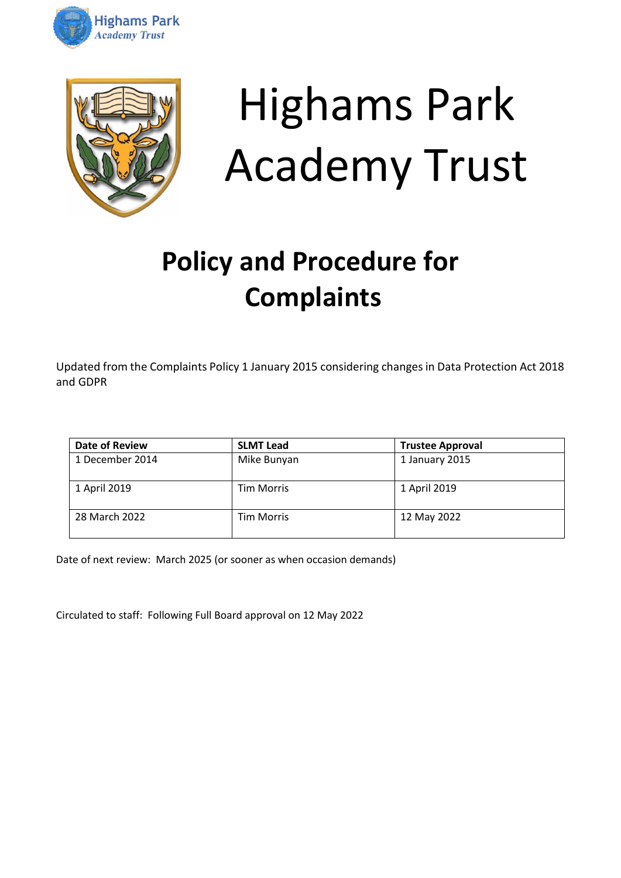Highams Park
Academy Trust

# Highams Park Academy Trust

## Policy and Procedure for Complaints

Updated from the Complaints Policy 1 January 2015 considering changes in Data Protection Act 2018 and GDPR

| Date of Review | SLMT Lead | Trustee Approval |
|---|---|---|
| 1 December 2014 | Mike Bunyan | 1 January 2015 |
| 1 April 2019 | Tim Morris | 1 April 2019 |
| 28 March 2022 | Tim Morris | 12 May 2022 |

Date of next review: March 2025 (or sooner as when occasion demands)

Circulated to staff: Following Full Board approval on 12 May 2022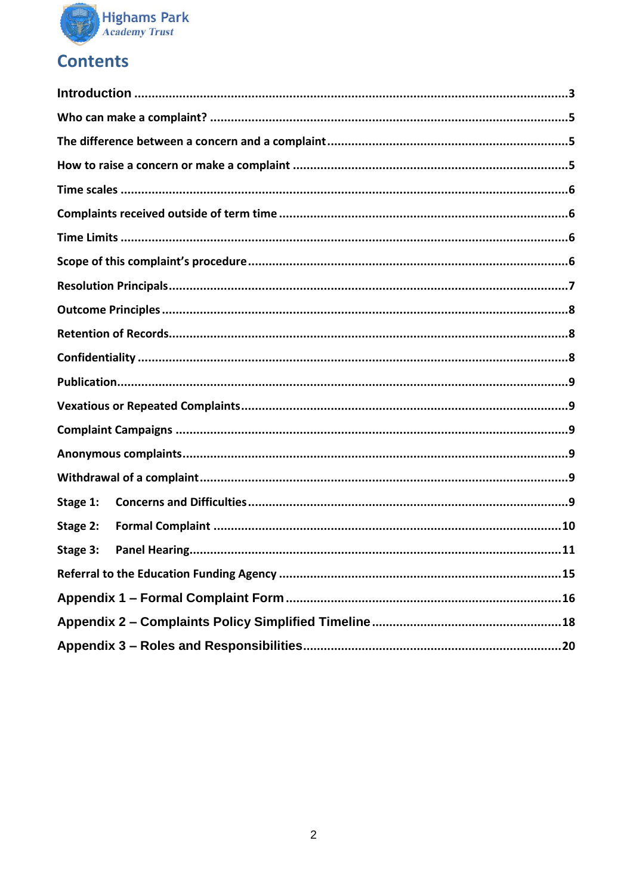Highams Park Academy Trust

# Contents

| | |
|---|---|
| Introduction | 3 |
| Who can make a complaint? | 5 |
| The difference between a concern and a complaint | 5 |
| How to raise a concern or make a complaint | 5 |
| Time scales | 6 |
| Complaints received outside of term time | 6 |
| Time Limits | 6 |
| Scope of this complaint's procedure | 6 |
| Resolution Principals | 7 |
| Outcome Principles | 8 |
| Retention of Records | 8 |
| Confidentiality | 8 |
| Publication | 9 |
| Vexatious or Repeated Complaints | 9 |
| Complaint Campaigns | 9 |
| Anonymous complaints | 9 |
| Withdrawal of a complaint | 9 |
| Stage 1: Concerns and Difficulties | 9 |
| Stage 2: Formal Complaint | 10 |
| Stage 3: Panel Hearing | 11 |
| Referral to the Education Funding Agency | 15 |
| Appendix 1 – Formal Complaint Form | 16 |
| Appendix 2 – Complaints Policy Simplified Timeline | 18 |
| Appendix 3 – Roles and Responsibilities | 20 |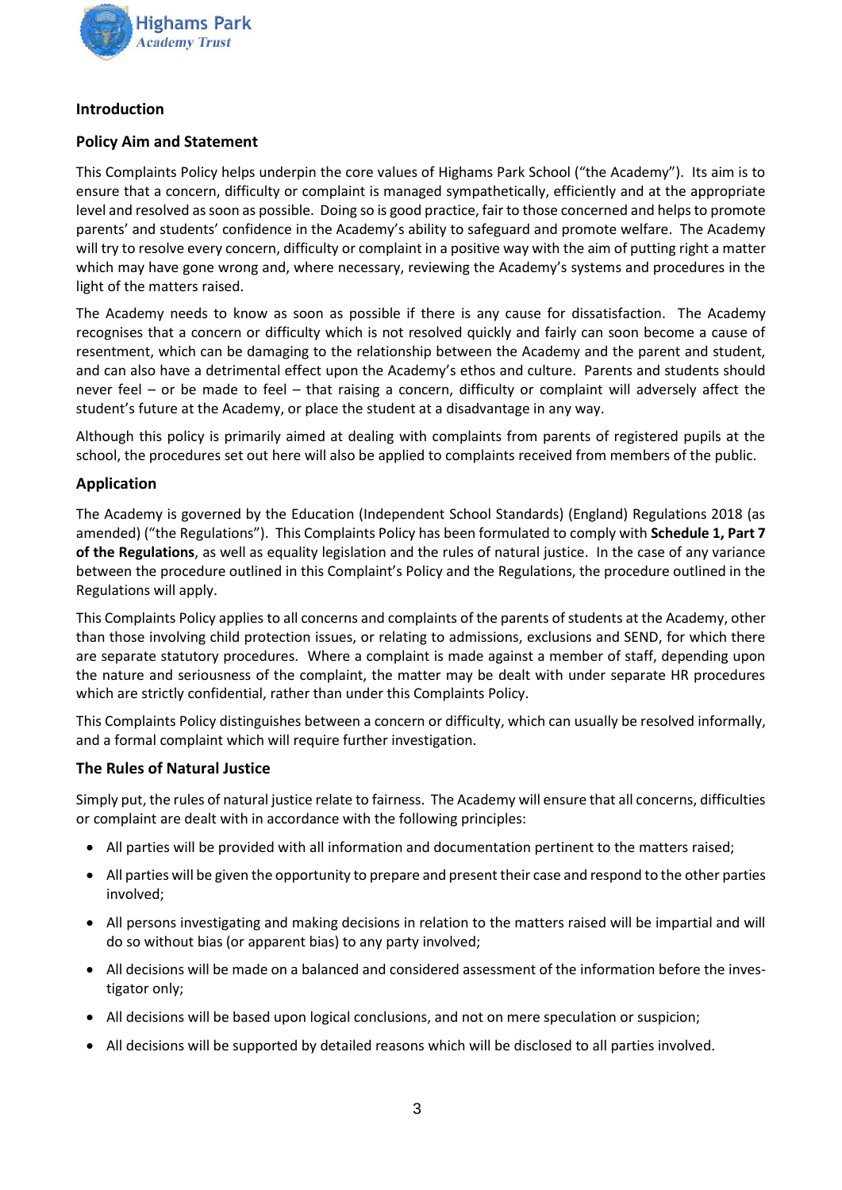## Introduction

### Policy Aim and Statement

This Complaints Policy helps underpin the core values of Highams Park School ("the Academy"). Its aim is to ensure that a concern, difficulty or complaint is managed sympathetically, efficiently and at the appropriate level and resolved as soon as possible. Doing so is good practice, fair to those concerned and helps to promote parents' and students' confidence in the Academy's ability to safeguard and promote welfare. The Academy will try to resolve every concern, difficulty or complaint in a positive way with the aim of putting right a matter which may have gone wrong and, where necessary, reviewing the Academy's systems and procedures in the light of the matters raised.

The Academy needs to know as soon as possible if there is any cause for dissatisfaction. The Academy recognises that a concern or difficulty which is not resolved quickly and fairly can soon become a cause of resentment, which can be damaging to the relationship between the Academy and the parent and student, and can also have a detrimental effect upon the Academy's ethos and culture. Parents and students should never feel – or be made to feel – that raising a concern, difficulty or complaint will adversely affect the student's future at the Academy, or place the student at a disadvantage in any way.

Although this policy is primarily aimed at dealing with complaints from parents of registered pupils at the school, the procedures set out here will also be applied to complaints received from members of the public.

### Application

The Academy is governed by the Education (Independent School Standards) (England) Regulations 2018 (as amended) ("the Regulations"). This Complaints Policy has been formulated to comply with **Schedule 1, Part 7 of the Regulations**, as well as equality legislation and the rules of natural justice. In the case of any variance between the procedure outlined in this Complaint's Policy and the Regulations, the procedure outlined in the Regulations will apply.

This Complaints Policy applies to all concerns and complaints of the parents of students at the Academy, other than those involving child protection issues, or relating to admissions, exclusions and SEND, for which there are separate statutory procedures. Where a complaint is made against a member of staff, depending upon the nature and seriousness of the complaint, the matter may be dealt with under separate HR procedures which are strictly confidential, rather than under this Complaints Policy.

This Complaints Policy distinguishes between a concern or difficulty, which can usually be resolved informally, and a formal complaint which will require further investigation.

### The Rules of Natural Justice

Simply put, the rules of natural justice relate to fairness. The Academy will ensure that all concerns, difficulties or complaint are dealt with in accordance with the following principles:

- All parties will be provided with all information and documentation pertinent to the matters raised;
- All parties will be given the opportunity to prepare and present their case and respond to the other parties involved;
- All persons investigating and making decisions in relation to the matters raised will be impartial and will do so without bias (or apparent bias) to any party involved;
- All decisions will be made on a balanced and considered assessment of the information before the investigator only;
- All decisions will be based upon logical conclusions, and not on mere speculation or suspicion;
- All decisions will be supported by detailed reasons which will be disclosed to all parties involved.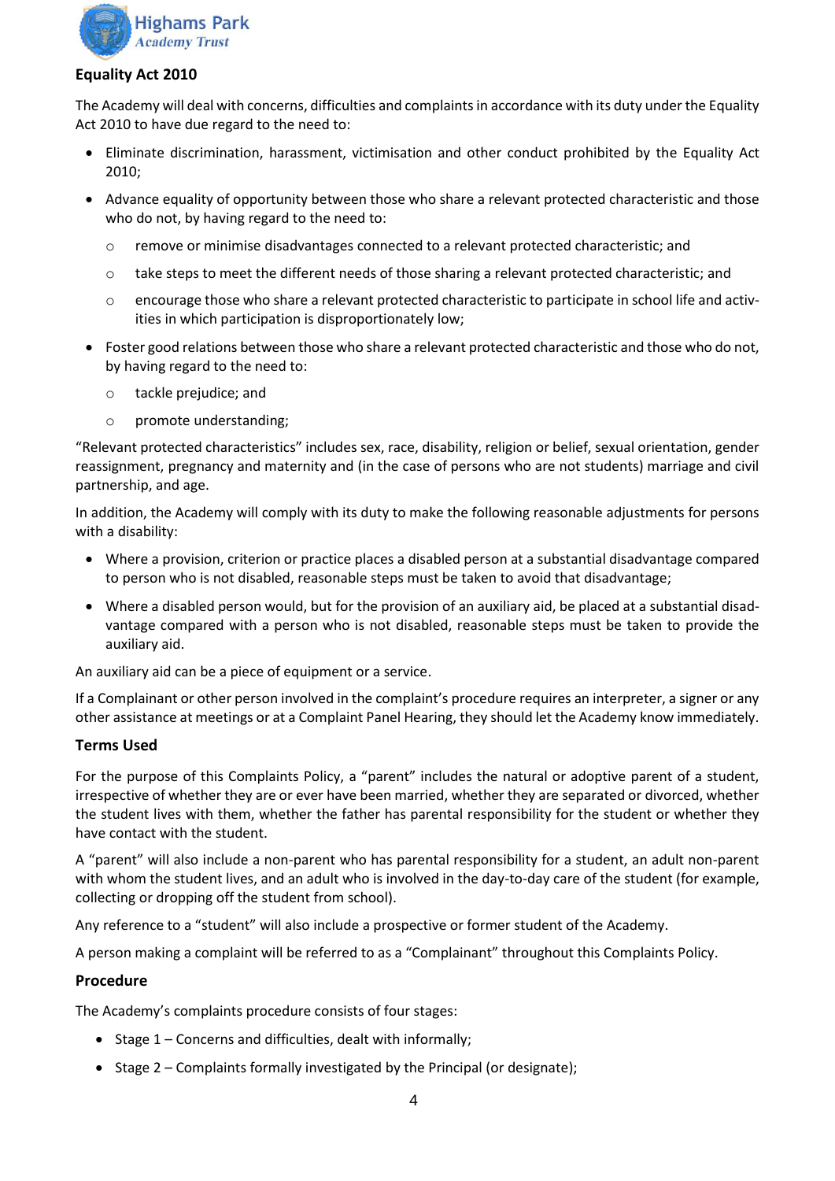## Equality Act 2010

The Academy will deal with concerns, difficulties and complaints in accordance with its duty under the Equality Act 2010 to have due regard to the need to:

- Eliminate discrimination, harassment, victimisation and other conduct prohibited by the Equality Act 2010;
- Advance equality of opportunity between those who share a relevant protected characteristic and those who do not, by having regard to the need to:
  - remove or minimise disadvantages connected to a relevant protected characteristic; and
  - take steps to meet the different needs of those sharing a relevant protected characteristic; and
  - encourage those who share a relevant protected characteristic to participate in school life and activities in which participation is disproportionately low;
- Foster good relations between those who share a relevant protected characteristic and those who do not, by having regard to the need to:
  - tackle prejudice; and
  - promote understanding;

"Relevant protected characteristics" includes sex, race, disability, religion or belief, sexual orientation, gender reassignment, pregnancy and maternity and (in the case of persons who are not students) marriage and civil partnership, and age.

In addition, the Academy will comply with its duty to make the following reasonable adjustments for persons with a disability:

- Where a provision, criterion or practice places a disabled person at a substantial disadvantage compared to person who is not disabled, reasonable steps must be taken to avoid that disadvantage;
- Where a disabled person would, but for the provision of an auxiliary aid, be placed at a substantial disadvantage compared with a person who is not disabled, reasonable steps must be taken to provide the auxiliary aid.

An auxiliary aid can be a piece of equipment or a service.

If a Complainant or other person involved in the complaint's procedure requires an interpreter, a signer or any other assistance at meetings or at a Complaint Panel Hearing, they should let the Academy know immediately.

## Terms Used

For the purpose of this Complaints Policy, a "parent" includes the natural or adoptive parent of a student, irrespective of whether they are or ever have been married, whether they are separated or divorced, whether the student lives with them, whether the father has parental responsibility for the student or whether they have contact with the student.

A "parent" will also include a non-parent who has parental responsibility for a student, an adult non-parent with whom the student lives, and an adult who is involved in the day-to-day care of the student (for example, collecting or dropping off the student from school).

Any reference to a "student" will also include a prospective or former student of the Academy.

A person making a complaint will be referred to as a "Complainant" throughout this Complaints Policy.

## Procedure

The Academy's complaints procedure consists of four stages:

- Stage 1 – Concerns and difficulties, dealt with informally;
- Stage 2 – Complaints formally investigated by the Principal (or designate);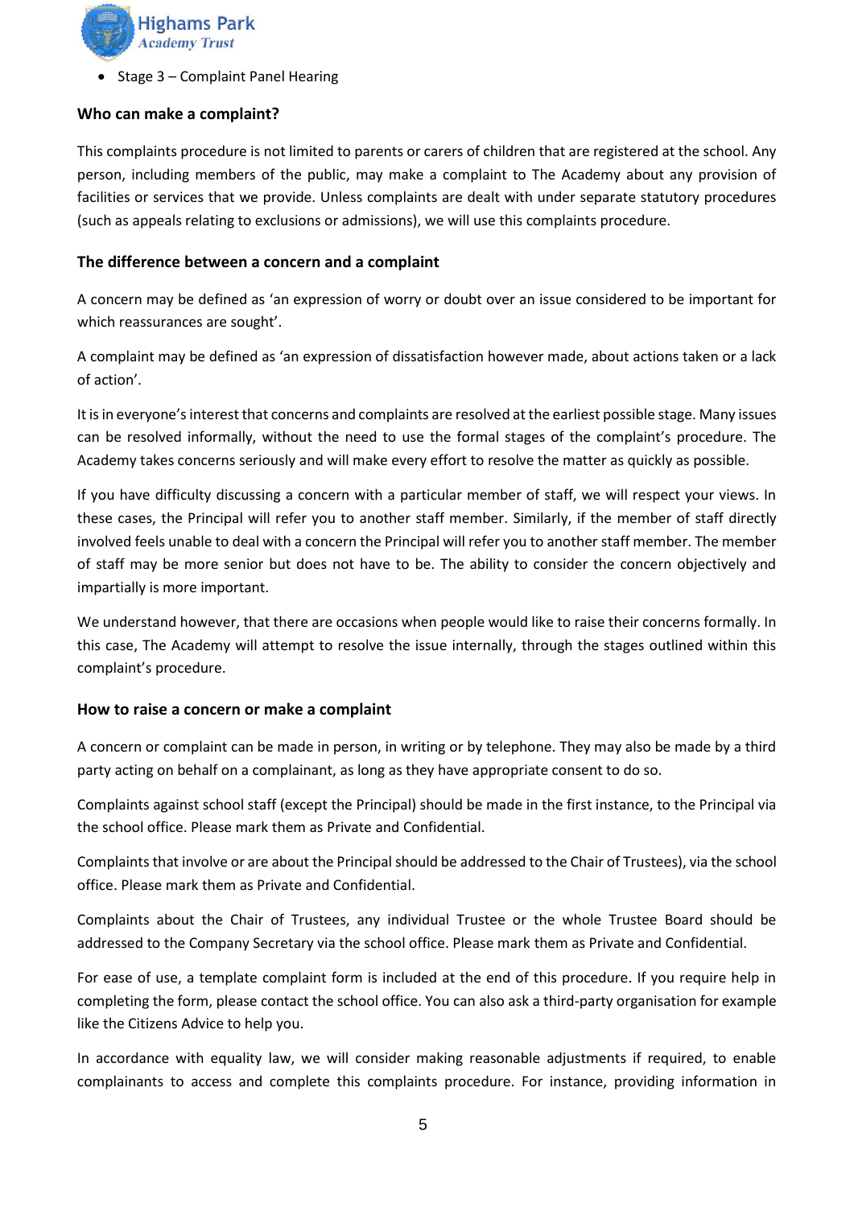- Stage 3 – Complaint Panel Hearing

### Who can make a complaint?

This complaints procedure is not limited to parents or carers of children that are registered at the school. Any person, including members of the public, may make a complaint to The Academy about any provision of facilities or services that we provide. Unless complaints are dealt with under separate statutory procedures (such as appeals relating to exclusions or admissions), we will use this complaints procedure.

### The difference between a concern and a complaint

A concern may be defined as 'an expression of worry or doubt over an issue considered to be important for which reassurances are sought'.

A complaint may be defined as 'an expression of dissatisfaction however made, about actions taken or a lack of action'.

It is in everyone's interest that concerns and complaints are resolved at the earliest possible stage. Many issues can be resolved informally, without the need to use the formal stages of the complaint's procedure. The Academy takes concerns seriously and will make every effort to resolve the matter as quickly as possible.

If you have difficulty discussing a concern with a particular member of staff, we will respect your views. In these cases, the Principal will refer you to another staff member. Similarly, if the member of staff directly involved feels unable to deal with a concern the Principal will refer you to another staff member. The member of staff may be more senior but does not have to be. The ability to consider the concern objectively and impartially is more important.

We understand however, that there are occasions when people would like to raise their concerns formally. In this case, The Academy will attempt to resolve the issue internally, through the stages outlined within this complaint's procedure.

### How to raise a concern or make a complaint

A concern or complaint can be made in person, in writing or by telephone. They may also be made by a third party acting on behalf on a complainant, as long as they have appropriate consent to do so.

Complaints against school staff (except the Principal) should be made in the first instance, to the Principal via the school office. Please mark them as Private and Confidential.

Complaints that involve or are about the Principal should be addressed to the Chair of Trustees), via the school office. Please mark them as Private and Confidential.

Complaints about the Chair of Trustees, any individual Trustee or the whole Trustee Board should be addressed to the Company Secretary via the school office. Please mark them as Private and Confidential.

For ease of use, a template complaint form is included at the end of this procedure. If you require help in completing the form, please contact the school office. You can also ask a third-party organisation for example like the Citizens Advice to help you.

In accordance with equality law, we will consider making reasonable adjustments if required, to enable complainants to access and complete this complaints procedure. For instance, providing information in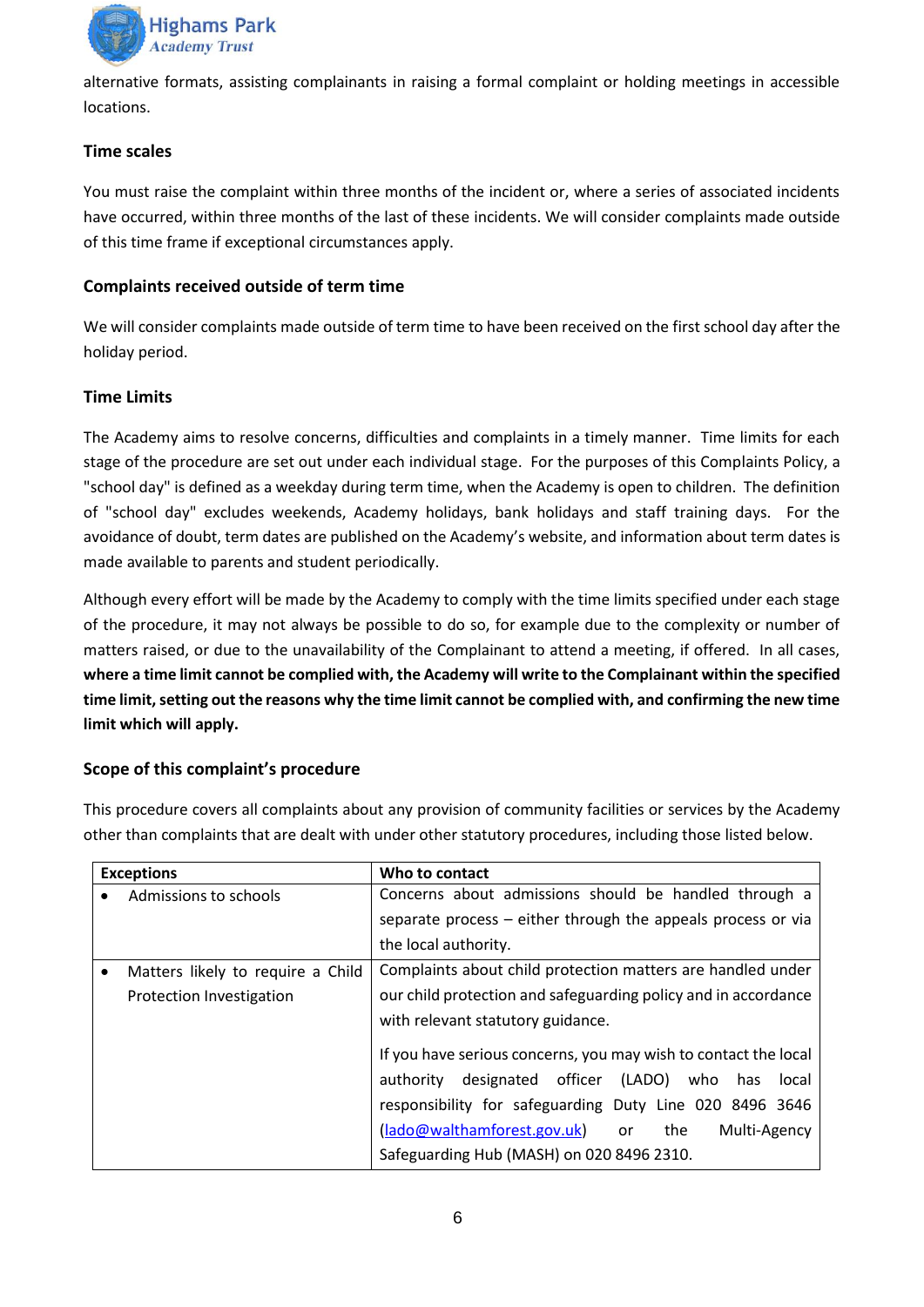alternative formats, assisting complainants in raising a formal complaint or holding meetings in accessible locations.

### Time scales

You must raise the complaint within three months of the incident or, where a series of associated incidents have occurred, within three months of the last of these incidents. We will consider complaints made outside of this time frame if exceptional circumstances apply.

### Complaints received outside of term time

We will consider complaints made outside of term time to have been received on the first school day after the holiday period.

### Time Limits

The Academy aims to resolve concerns, difficulties and complaints in a timely manner. Time limits for each stage of the procedure are set out under each individual stage. For the purposes of this Complaints Policy, a "school day" is defined as a weekday during term time, when the Academy is open to children. The definition of "school day" excludes weekends, Academy holidays, bank holidays and staff training days. For the avoidance of doubt, term dates are published on the Academy's website, and information about term dates is made available to parents and student periodically.

Although every effort will be made by the Academy to comply with the time limits specified under each stage of the procedure, it may not always be possible to do so, for example due to the complexity or number of matters raised, or due to the unavailability of the Complainant to attend a meeting, if offered. In all cases, **where a time limit cannot be complied with, the Academy will write to the Complainant within the specified time limit, setting out the reasons why the time limit cannot be complied with, and confirming the new time limit which will apply.**

### Scope of this complaint's procedure

This procedure covers all complaints about any provision of community facilities or services by the Academy other than complaints that are dealt with under other statutory procedures, including those listed below.

| **Exceptions** | **Who to contact** |
|---|---|
| • Admissions to schools | Concerns about admissions should be handled through a separate process – either through the appeals process or via the local authority. |
| • Matters likely to require a Child Protection Investigation | Complaints about child protection matters are handled under our child protection and safeguarding policy and in accordance with relevant statutory guidance.<br><br>If you have serious concerns, you may wish to contact the local authority designated officer (LADO) who has local responsibility for safeguarding Duty Line 020 8496 3646 (lado@walthamforest.gov.uk) or the Multi-Agency Safeguarding Hub (MASH) on 020 8496 2310. |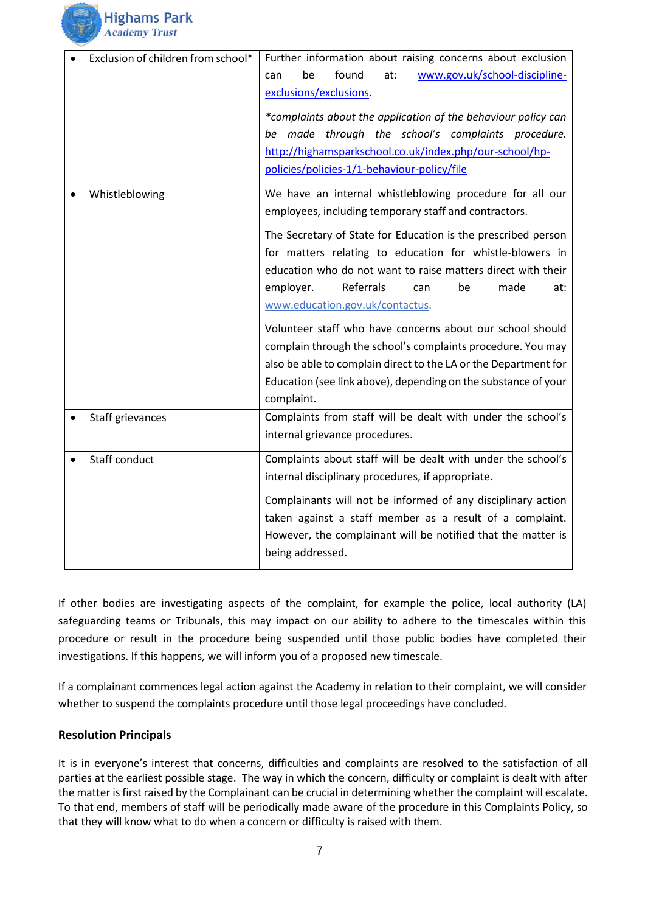| | |
|---|---|
| • Exclusion of children from school* | Further information about raising concerns about exclusion can be found at: www.gov.uk/school-discipline-exclusions/exclusions.<br><br>*\*complaints about the application of the behaviour policy can be made through the school's complaints procedure.* http://highamsparkschool.co.uk/index.php/our-school/hp-policies/policies-1/1-behaviour-policy/file |
| • Whistleblowing | We have an internal whistleblowing procedure for all our employees, including temporary staff and contractors.<br><br>The Secretary of State for Education is the prescribed person for matters relating to education for whistle-blowers in education who do not want to raise matters direct with their employer. Referrals can be made at: www.education.gov.uk/contactus.<br><br>Volunteer staff who have concerns about our school should complain through the school's complaints procedure. You may also be able to complain direct to the LA or the Department for Education (see link above), depending on the substance of your complaint. |
| • Staff grievances | Complaints from staff will be dealt with under the school's internal grievance procedures. |
| • Staff conduct | Complaints about staff will be dealt with under the school's internal disciplinary procedures, if appropriate.<br><br>Complainants will not be informed of any disciplinary action taken against a staff member as a result of a complaint. However, the complainant will be notified that the matter is being addressed. |

If other bodies are investigating aspects of the complaint, for example the police, local authority (LA) safeguarding teams or Tribunals, this may impact on our ability to adhere to the timescales within this procedure or result in the procedure being suspended until those public bodies have completed their investigations. If this happens, we will inform you of a proposed new timescale.

If a complainant commences legal action against the Academy in relation to their complaint, we will consider whether to suspend the complaints procedure until those legal proceedings have concluded.

**Resolution Principals**

It is in everyone's interest that concerns, difficulties and complaints are resolved to the satisfaction of all parties at the earliest possible stage. The way in which the concern, difficulty or complaint is dealt with after the matter is first raised by the Complainant can be crucial in determining whether the complaint will escalate. To that end, members of staff will be periodically made aware of the procedure in this Complaints Policy, so that they will know what to do when a concern or difficulty is raised with them.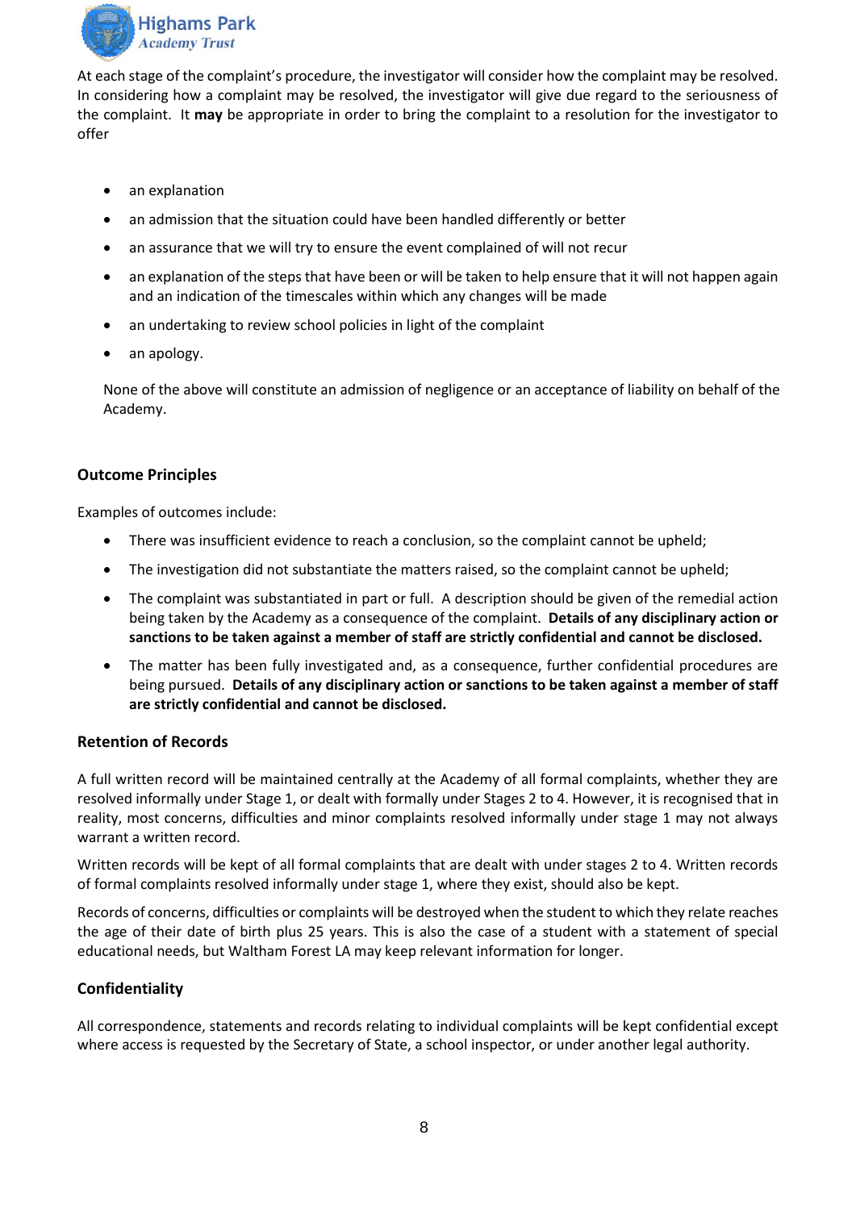At each stage of the complaint's procedure, the investigator will consider how the complaint may be resolved. In considering how a complaint may be resolved, the investigator will give due regard to the seriousness of the complaint. It **may** be appropriate in order to bring the complaint to a resolution for the investigator to offer

- an explanation
- an admission that the situation could have been handled differently or better
- an assurance that we will try to ensure the event complained of will not recur
- an explanation of the steps that have been or will be taken to help ensure that it will not happen again and an indication of the timescales within which any changes will be made
- an undertaking to review school policies in light of the complaint
- an apology.

None of the above will constitute an admission of negligence or an acceptance of liability on behalf of the Academy.

### Outcome Principles

Examples of outcomes include:

- There was insufficient evidence to reach a conclusion, so the complaint cannot be upheld;
- The investigation did not substantiate the matters raised, so the complaint cannot be upheld;
- The complaint was substantiated in part or full. A description should be given of the remedial action being taken by the Academy as a consequence of the complaint. **Details of any disciplinary action or sanctions to be taken against a member of staff are strictly confidential and cannot be disclosed.**
- The matter has been fully investigated and, as a consequence, further confidential procedures are being pursued. **Details of any disciplinary action or sanctions to be taken against a member of staff are strictly confidential and cannot be disclosed.**

### Retention of Records

A full written record will be maintained centrally at the Academy of all formal complaints, whether they are resolved informally under Stage 1, or dealt with formally under Stages 2 to 4. However, it is recognised that in reality, most concerns, difficulties and minor complaints resolved informally under stage 1 may not always warrant a written record.

Written records will be kept of all formal complaints that are dealt with under stages 2 to 4. Written records of formal complaints resolved informally under stage 1, where they exist, should also be kept.

Records of concerns, difficulties or complaints will be destroyed when the student to which they relate reaches the age of their date of birth plus 25 years. This is also the case of a student with a statement of special educational needs, but Waltham Forest LA may keep relevant information for longer.

### Confidentiality

All correspondence, statements and records relating to individual complaints will be kept confidential except where access is requested by the Secretary of State, a school inspector, or under another legal authority.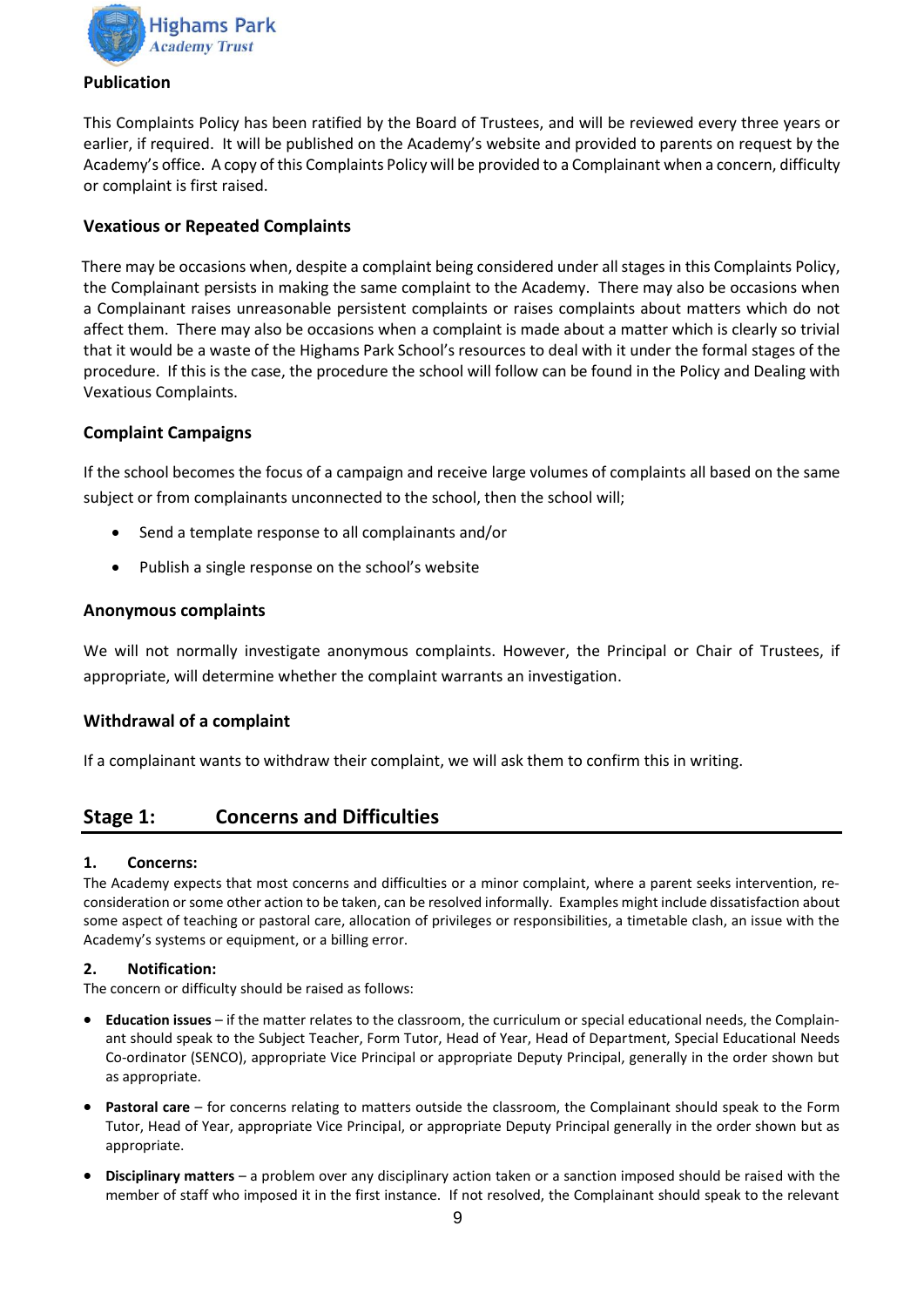## Publication

This Complaints Policy has been ratified by the Board of Trustees, and will be reviewed every three years or earlier, if required. It will be published on the Academy's website and provided to parents on request by the Academy's office. A copy of this Complaints Policy will be provided to a Complainant when a concern, difficulty or complaint is first raised.

## Vexatious or Repeated Complaints

There may be occasions when, despite a complaint being considered under all stages in this Complaints Policy, the Complainant persists in making the same complaint to the Academy. There may also be occasions when a Complainant raises unreasonable persistent complaints or raises complaints about matters which do not affect them. There may also be occasions when a complaint is made about a matter which is clearly so trivial that it would be a waste of the Highams Park School's resources to deal with it under the formal stages of the procedure. If this is the case, the procedure the school will follow can be found in the Policy and Dealing with Vexatious Complaints.

## Complaint Campaigns

If the school becomes the focus of a campaign and receive large volumes of complaints all based on the same subject or from complainants unconnected to the school, then the school will;

- Send a template response to all complainants and/or
- Publish a single response on the school's website

## Anonymous complaints

We will not normally investigate anonymous complaints. However, the Principal or Chair of Trustees, if appropriate, will determine whether the complaint warrants an investigation.

## Withdrawal of a complaint

If a complainant wants to withdraw their complaint, we will ask them to confirm this in writing.

## Stage 1: Concerns and Difficulties

### 1. Concerns:

The Academy expects that most concerns and difficulties or a minor complaint, where a parent seeks intervention, re-consideration or some other action to be taken, can be resolved informally. Examples might include dissatisfaction about some aspect of teaching or pastoral care, allocation of privileges or responsibilities, a timetable clash, an issue with the Academy's systems or equipment, or a billing error.

### 2. Notification:

The concern or difficulty should be raised as follows:

- **Education issues** – if the matter relates to the classroom, the curriculum or special educational needs, the Complainant should speak to the Subject Teacher, Form Tutor, Head of Year, Head of Department, Special Educational Needs Co-ordinator (SENCO), appropriate Vice Principal or appropriate Deputy Principal, generally in the order shown but as appropriate.
- **Pastoral care** – for concerns relating to matters outside the classroom, the Complainant should speak to the Form Tutor, Head of Year, appropriate Vice Principal, or appropriate Deputy Principal generally in the order shown but as appropriate.
- **Disciplinary matters** – a problem over any disciplinary action taken or a sanction imposed should be raised with the member of staff who imposed it in the first instance. If not resolved, the Complainant should speak to the relevant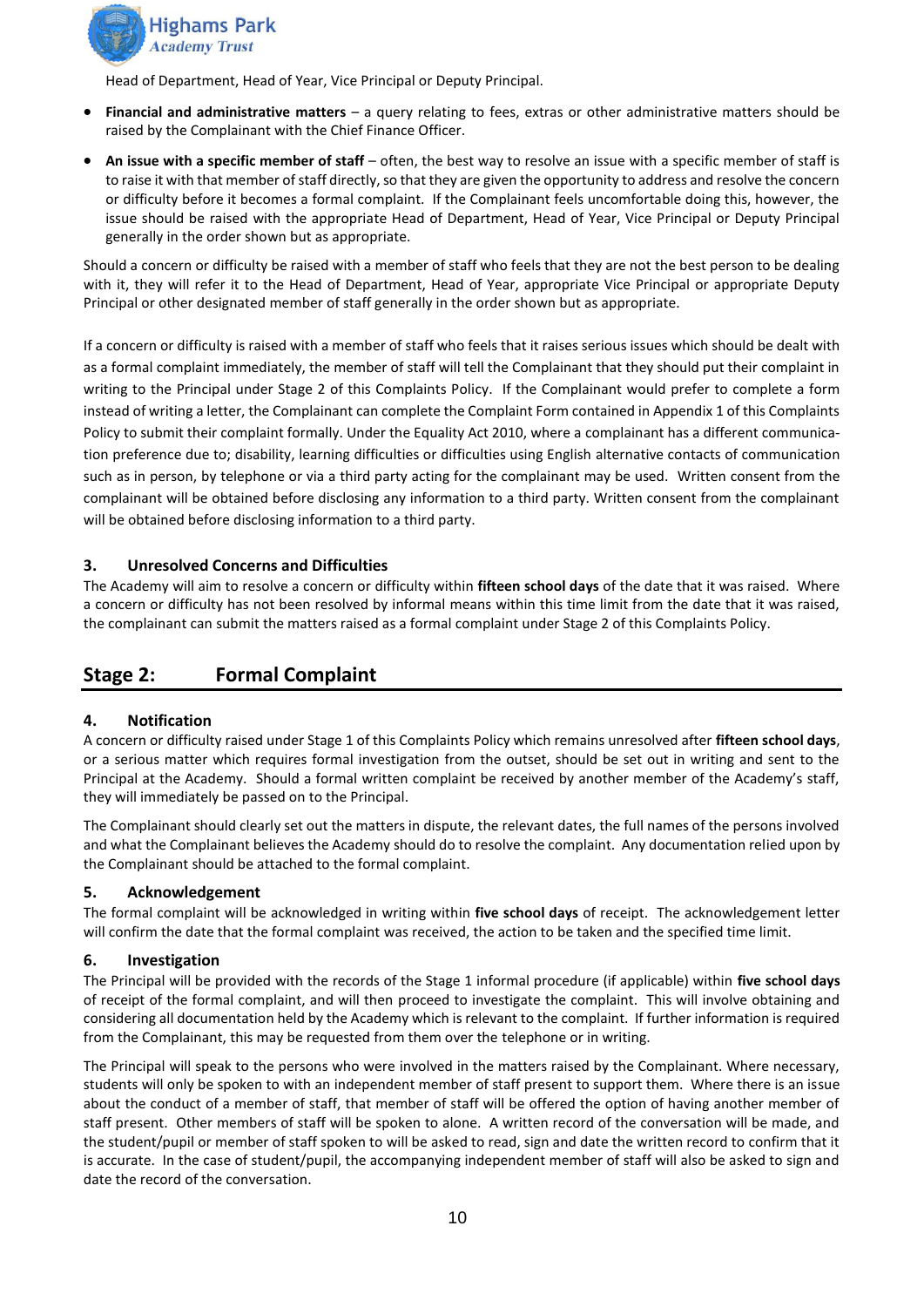Head of Department, Head of Year, Vice Principal or Deputy Principal.

- **Financial and administrative matters** – a query relating to fees, extras or other administrative matters should be raised by the Complainant with the Chief Finance Officer.
- **An issue with a specific member of staff** – often, the best way to resolve an issue with a specific member of staff is to raise it with that member of staff directly, so that they are given the opportunity to address and resolve the concern or difficulty before it becomes a formal complaint. If the Complainant feels uncomfortable doing this, however, the issue should be raised with the appropriate Head of Department, Head of Year, Vice Principal or Deputy Principal generally in the order shown but as appropriate.

Should a concern or difficulty be raised with a member of staff who feels that they are not the best person to be dealing with it, they will refer it to the Head of Department, Head of Year, appropriate Vice Principal or appropriate Deputy Principal or other designated member of staff generally in the order shown but as appropriate.

If a concern or difficulty is raised with a member of staff who feels that it raises serious issues which should be dealt with as a formal complaint immediately, the member of staff will tell the Complainant that they should put their complaint in writing to the Principal under Stage 2 of this Complaints Policy. If the Complainant would prefer to complete a form instead of writing a letter, the Complainant can complete the Complaint Form contained in Appendix 1 of this Complaints Policy to submit their complaint formally. Under the Equality Act 2010, where a complainant has a different communication preference due to; disability, learning difficulties or difficulties using English alternative contacts of communication such as in person, by telephone or via a third party acting for the complainant may be used. Written consent from the complainant will be obtained before disclosing any information to a third party. Written consent from the complainant will be obtained before disclosing information to a third party.

### 3. Unresolved Concerns and Difficulties

The Academy will aim to resolve a concern or difficulty within **fifteen school days** of the date that it was raised. Where a concern or difficulty has not been resolved by informal means within this time limit from the date that it was raised, the complainant can submit the matters raised as a formal complaint under Stage 2 of this Complaints Policy.

## Stage 2: Formal Complaint

### 4. Notification

A concern or difficulty raised under Stage 1 of this Complaints Policy which remains unresolved after **fifteen school days**, or a serious matter which requires formal investigation from the outset, should be set out in writing and sent to the Principal at the Academy. Should a formal written complaint be received by another member of the Academy's staff, they will immediately be passed on to the Principal.

The Complainant should clearly set out the matters in dispute, the relevant dates, the full names of the persons involved and what the Complainant believes the Academy should do to resolve the complaint. Any documentation relied upon by the Complainant should be attached to the formal complaint.

### 5. Acknowledgement

The formal complaint will be acknowledged in writing within **five school days** of receipt. The acknowledgement letter will confirm the date that the formal complaint was received, the action to be taken and the specified time limit.

### 6. Investigation

The Principal will be provided with the records of the Stage 1 informal procedure (if applicable) within **five school days** of receipt of the formal complaint, and will then proceed to investigate the complaint. This will involve obtaining and considering all documentation held by the Academy which is relevant to the complaint. If further information is required from the Complainant, this may be requested from them over the telephone or in writing.

The Principal will speak to the persons who were involved in the matters raised by the Complainant. Where necessary, students will only be spoken to with an independent member of staff present to support them. Where there is an issue about the conduct of a member of staff, that member of staff will be offered the option of having another member of staff present. Other members of staff will be spoken to alone. A written record of the conversation will be made, and the student/pupil or member of staff spoken to will be asked to read, sign and date the written record to confirm that it is accurate. In the case of student/pupil, the accompanying independent member of staff will also be asked to sign and date the record of the conversation.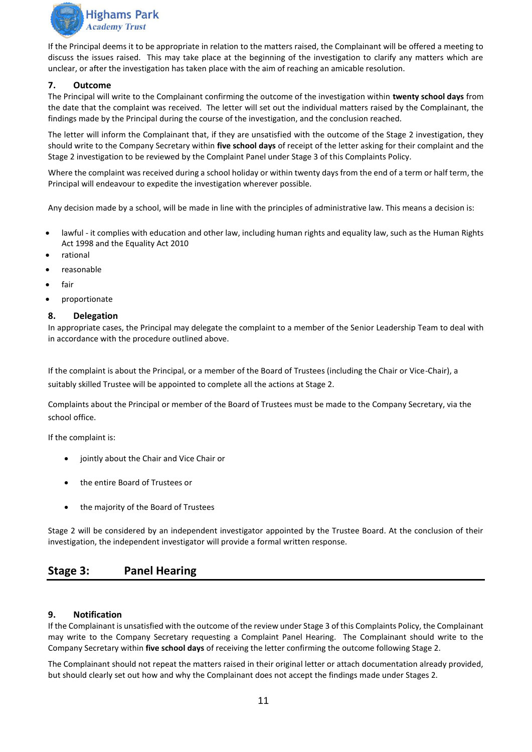If the Principal deems it to be appropriate in relation to the matters raised, the Complainant will be offered a meeting to discuss the issues raised. This may take place at the beginning of the investigation to clarify any matters which are unclear, or after the investigation has taken place with the aim of reaching an amicable resolution.

### 7. Outcome

The Principal will write to the Complainant confirming the outcome of the investigation within **twenty school days** from the date that the complaint was received. The letter will set out the individual matters raised by the Complainant, the findings made by the Principal during the course of the investigation, and the conclusion reached.

The letter will inform the Complainant that, if they are unsatisfied with the outcome of the Stage 2 investigation, they should write to the Company Secretary within **five school days** of receipt of the letter asking for their complaint and the Stage 2 investigation to be reviewed by the Complaint Panel under Stage 3 of this Complaints Policy.

Where the complaint was received during a school holiday or within twenty days from the end of a term or half term, the Principal will endeavour to expedite the investigation wherever possible.

Any decision made by a school, will be made in line with the principles of administrative law. This means a decision is:

- lawful - it complies with education and other law, including human rights and equality law, such as the Human Rights Act 1998 and the Equality Act 2010
- rational
- reasonable
- fair
- proportionate

### 8. Delegation

In appropriate cases, the Principal may delegate the complaint to a member of the Senior Leadership Team to deal with in accordance with the procedure outlined above.

If the complaint is about the Principal, or a member of the Board of Trustees (including the Chair or Vice-Chair), a suitably skilled Trustee will be appointed to complete all the actions at Stage 2.

Complaints about the Principal or member of the Board of Trustees must be made to the Company Secretary, via the school office.

If the complaint is:

- jointly about the Chair and Vice Chair or
- the entire Board of Trustees or
- the majority of the Board of Trustees

Stage 2 will be considered by an independent investigator appointed by the Trustee Board. At the conclusion of their investigation, the independent investigator will provide a formal written response.

## Stage 3: Panel Hearing

### 9. Notification

If the Complainant is unsatisfied with the outcome of the review under Stage 3 of this Complaints Policy, the Complainant may write to the Company Secretary requesting a Complaint Panel Hearing. The Complainant should write to the Company Secretary within **five school days** of receiving the letter confirming the outcome following Stage 2.

The Complainant should not repeat the matters raised in their original letter or attach documentation already provided, but should clearly set out how and why the Complainant does not accept the findings made under Stages 2.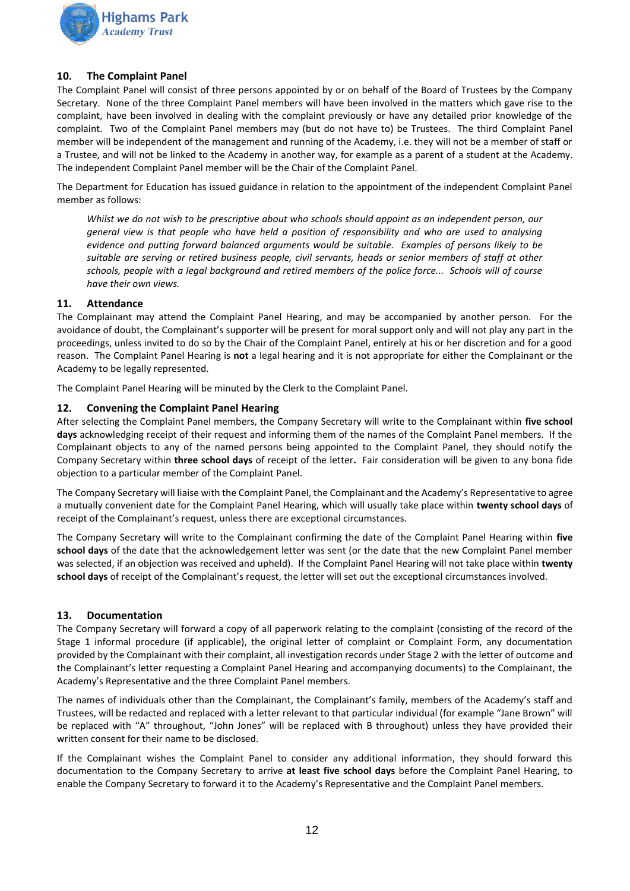## 10. The Complaint Panel

The Complaint Panel will consist of three persons appointed by or on behalf of the Board of Trustees by the Company Secretary. None of the three Complaint Panel members will have been involved in the matters which gave rise to the complaint, have been involved in dealing with the complaint previously or have any detailed prior knowledge of the complaint. Two of the Complaint Panel members may (but do not have to) be Trustees. The third Complaint Panel member will be independent of the management and running of the Academy, i.e. they will not be a member of staff or a Trustee, and will not be linked to the Academy in another way, for example as a parent of a student at the Academy. The independent Complaint Panel member will be the Chair of the Complaint Panel.

The Department for Education has issued guidance in relation to the appointment of the independent Complaint Panel member as follows:

> *Whilst we do not wish to be prescriptive about who schools should appoint as an independent person, our general view is that people who have held a position of responsibility and who are used to analysing evidence and putting forward balanced arguments would be suitable. Examples of persons likely to be suitable are serving or retired business people, civil servants, heads or senior members of staff at other schools, people with a legal background and retired members of the police force... Schools will of course have their own views.*

## 11. Attendance

The Complainant may attend the Complaint Panel Hearing, and may be accompanied by another person. For the avoidance of doubt, the Complainant's supporter will be present for moral support only and will not play any part in the proceedings, unless invited to do so by the Chair of the Complaint Panel, entirely at his or her discretion and for a good reason. The Complaint Panel Hearing is **not** a legal hearing and it is not appropriate for either the Complainant or the Academy to be legally represented.

The Complaint Panel Hearing will be minuted by the Clerk to the Complaint Panel.

## 12. Convening the Complaint Panel Hearing

After selecting the Complaint Panel members, the Company Secretary will write to the Complainant within **five school days** acknowledging receipt of their request and informing them of the names of the Complaint Panel members. If the Complainant objects to any of the named persons being appointed to the Complaint Panel, they should notify the Company Secretary within **three school days** of receipt of the letter**.** Fair consideration will be given to any bona fide objection to a particular member of the Complaint Panel.

The Company Secretary will liaise with the Complaint Panel, the Complainant and the Academy's Representative to agree a mutually convenient date for the Complaint Panel Hearing, which will usually take place within **twenty school days** of receipt of the Complainant's request, unless there are exceptional circumstances.

The Company Secretary will write to the Complainant confirming the date of the Complaint Panel Hearing within **five school days** of the date that the acknowledgement letter was sent (or the date that the new Complaint Panel member was selected, if an objection was received and upheld). If the Complaint Panel Hearing will not take place within **twenty school days** of receipt of the Complainant's request, the letter will set out the exceptional circumstances involved.

## 13. Documentation

The Company Secretary will forward a copy of all paperwork relating to the complaint (consisting of the record of the Stage 1 informal procedure (if applicable), the original letter of complaint or Complaint Form, any documentation provided by the Complainant with their complaint, all investigation records under Stage 2 with the letter of outcome and the Complainant's letter requesting a Complaint Panel Hearing and accompanying documents) to the Complainant, the Academy's Representative and the three Complaint Panel members.

The names of individuals other than the Complainant, the Complainant's family, members of the Academy's staff and Trustees, will be redacted and replaced with a letter relevant to that particular individual (for example "Jane Brown" will be replaced with "A" throughout, "John Jones" will be replaced with B throughout) unless they have provided their written consent for their name to be disclosed.

If the Complainant wishes the Complaint Panel to consider any additional information, they should forward this documentation to the Company Secretary to arrive **at least five school days** before the Complaint Panel Hearing, to enable the Company Secretary to forward it to the Academy's Representative and the Complaint Panel members.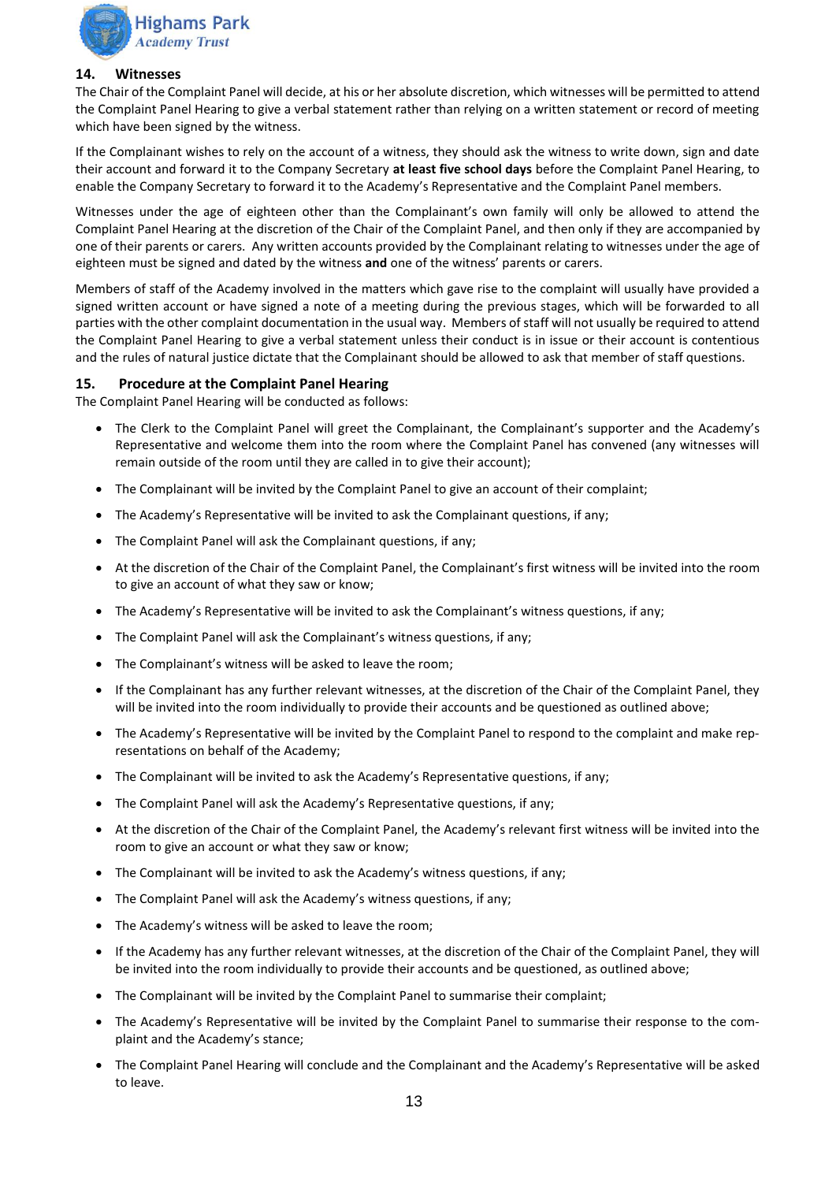## 14. Witnesses

The Chair of the Complaint Panel will decide, at his or her absolute discretion, which witnesses will be permitted to attend the Complaint Panel Hearing to give a verbal statement rather than relying on a written statement or record of meeting which have been signed by the witness.

If the Complainant wishes to rely on the account of a witness, they should ask the witness to write down, sign and date their account and forward it to the Company Secretary **at least five school days** before the Complaint Panel Hearing, to enable the Company Secretary to forward it to the Academy's Representative and the Complaint Panel members.

Witnesses under the age of eighteen other than the Complainant's own family will only be allowed to attend the Complaint Panel Hearing at the discretion of the Chair of the Complaint Panel, and then only if they are accompanied by one of their parents or carers. Any written accounts provided by the Complainant relating to witnesses under the age of eighteen must be signed and dated by the witness **and** one of the witness' parents or carers.

Members of staff of the Academy involved in the matters which gave rise to the complaint will usually have provided a signed written account or have signed a note of a meeting during the previous stages, which will be forwarded to all parties with the other complaint documentation in the usual way. Members of staff will not usually be required to attend the Complaint Panel Hearing to give a verbal statement unless their conduct is in issue or their account is contentious and the rules of natural justice dictate that the Complainant should be allowed to ask that member of staff questions.

## 15. Procedure at the Complaint Panel Hearing

The Complaint Panel Hearing will be conducted as follows:

- The Clerk to the Complaint Panel will greet the Complainant, the Complainant's supporter and the Academy's Representative and welcome them into the room where the Complaint Panel has convened (any witnesses will remain outside of the room until they are called in to give their account);
- The Complainant will be invited by the Complaint Panel to give an account of their complaint;
- The Academy's Representative will be invited to ask the Complainant questions, if any;
- The Complaint Panel will ask the Complainant questions, if any;
- At the discretion of the Chair of the Complaint Panel, the Complainant's first witness will be invited into the room to give an account of what they saw or know;
- The Academy's Representative will be invited to ask the Complainant's witness questions, if any;
- The Complaint Panel will ask the Complainant's witness questions, if any;
- The Complainant's witness will be asked to leave the room;
- If the Complainant has any further relevant witnesses, at the discretion of the Chair of the Complaint Panel, they will be invited into the room individually to provide their accounts and be questioned as outlined above;
- The Academy's Representative will be invited by the Complaint Panel to respond to the complaint and make representations on behalf of the Academy;
- The Complainant will be invited to ask the Academy's Representative questions, if any;
- The Complaint Panel will ask the Academy's Representative questions, if any;
- At the discretion of the Chair of the Complaint Panel, the Academy's relevant first witness will be invited into the room to give an account or what they saw or know;
- The Complainant will be invited to ask the Academy's witness questions, if any;
- The Complaint Panel will ask the Academy's witness questions, if any;
- The Academy's witness will be asked to leave the room;
- If the Academy has any further relevant witnesses, at the discretion of the Chair of the Complaint Panel, they will be invited into the room individually to provide their accounts and be questioned, as outlined above;
- The Complainant will be invited by the Complaint Panel to summarise their complaint;
- The Academy's Representative will be invited by the Complaint Panel to summarise their response to the complaint and the Academy's stance;
- The Complaint Panel Hearing will conclude and the Complainant and the Academy's Representative will be asked to leave.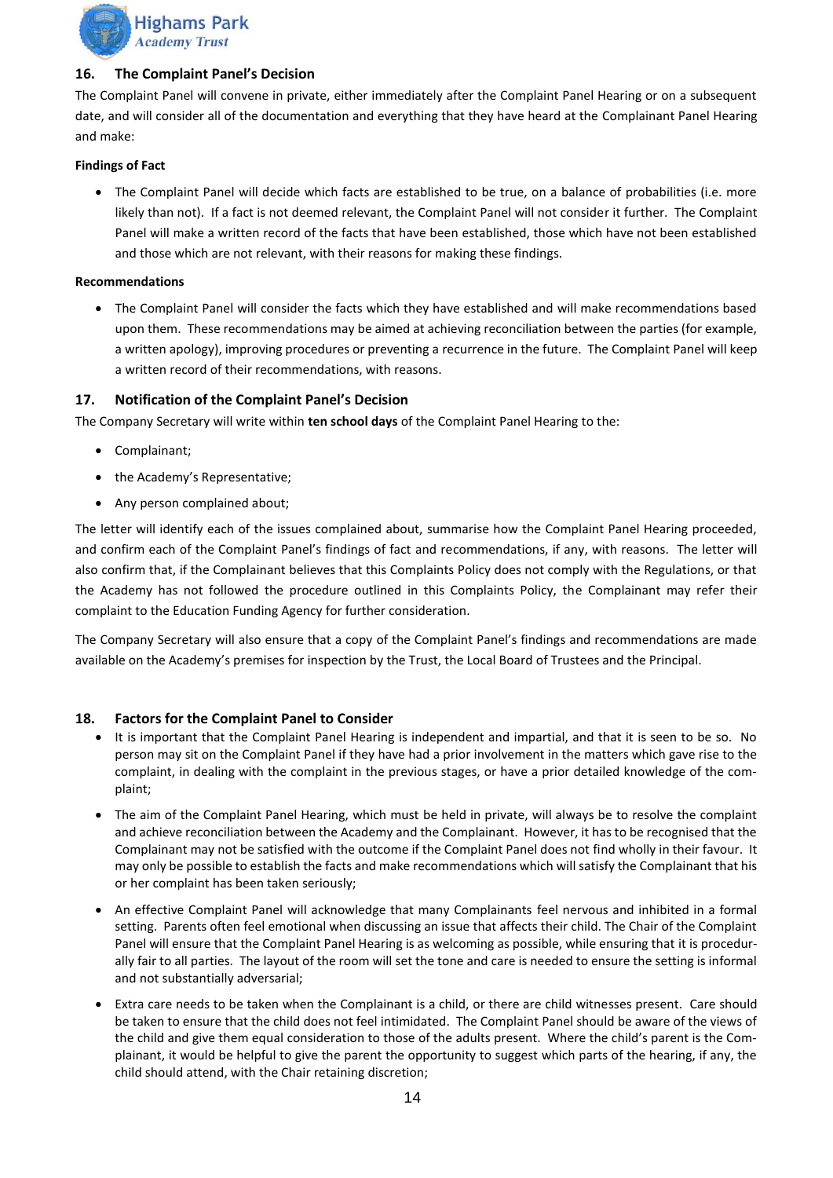## 16. The Complaint Panel's Decision

The Complaint Panel will convene in private, either immediately after the Complaint Panel Hearing or on a subsequent date, and will consider all of the documentation and everything that they have heard at the Complainant Panel Hearing and make:

**Findings of Fact**

- The Complaint Panel will decide which facts are established to be true, on a balance of probabilities (i.e. more likely than not). If a fact is not deemed relevant, the Complaint Panel will not consider it further. The Complaint Panel will make a written record of the facts that have been established, those which have not been established and those which are not relevant, with their reasons for making these findings.

**Recommendations**

- The Complaint Panel will consider the facts which they have established and will make recommendations based upon them. These recommendations may be aimed at achieving reconciliation between the parties (for example, a written apology), improving procedures or preventing a recurrence in the future. The Complaint Panel will keep a written record of their recommendations, with reasons.

## 17. Notification of the Complaint Panel's Decision

The Company Secretary will write within **ten school days** of the Complaint Panel Hearing to the:

- Complainant;
- the Academy's Representative;
- Any person complained about;

The letter will identify each of the issues complained about, summarise how the Complaint Panel Hearing proceeded, and confirm each of the Complaint Panel's findings of fact and recommendations, if any, with reasons. The letter will also confirm that, if the Complainant believes that this Complaints Policy does not comply with the Regulations, or that the Academy has not followed the procedure outlined in this Complaints Policy, the Complainant may refer their complaint to the Education Funding Agency for further consideration.

The Company Secretary will also ensure that a copy of the Complaint Panel's findings and recommendations are made available on the Academy's premises for inspection by the Trust, the Local Board of Trustees and the Principal.

## 18. Factors for the Complaint Panel to Consider

- It is important that the Complaint Panel Hearing is independent and impartial, and that it is seen to be so. No person may sit on the Complaint Panel if they have had a prior involvement in the matters which gave rise to the complaint, in dealing with the complaint in the previous stages, or have a prior detailed knowledge of the complaint;
- The aim of the Complaint Panel Hearing, which must be held in private, will always be to resolve the complaint and achieve reconciliation between the Academy and the Complainant. However, it has to be recognised that the Complainant may not be satisfied with the outcome if the Complaint Panel does not find wholly in their favour. It may only be possible to establish the facts and make recommendations which will satisfy the Complainant that his or her complaint has been taken seriously;
- An effective Complaint Panel will acknowledge that many Complainants feel nervous and inhibited in a formal setting. Parents often feel emotional when discussing an issue that affects their child. The Chair of the Complaint Panel will ensure that the Complaint Panel Hearing is as welcoming as possible, while ensuring that it is procedurally fair to all parties. The layout of the room will set the tone and care is needed to ensure the setting is informal and not substantially adversarial;
- Extra care needs to be taken when the Complainant is a child, or there are child witnesses present. Care should be taken to ensure that the child does not feel intimidated. The Complaint Panel should be aware of the views of the child and give them equal consideration to those of the adults present. Where the child's parent is the Complainant, it would be helpful to give the parent the opportunity to suggest which parts of the hearing, if any, the child should attend, with the Chair retaining discretion;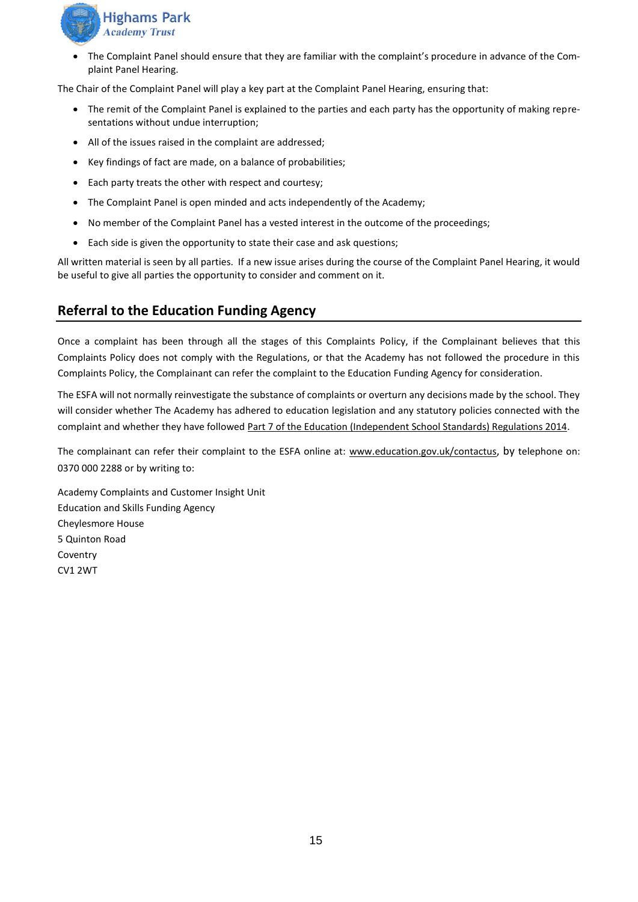- The Complaint Panel should ensure that they are familiar with the complaint's procedure in advance of the Complaint Panel Hearing.

The Chair of the Complaint Panel will play a key part at the Complaint Panel Hearing, ensuring that:

- The remit of the Complaint Panel is explained to the parties and each party has the opportunity of making representations without undue interruption;
- All of the issues raised in the complaint are addressed;
- Key findings of fact are made, on a balance of probabilities;
- Each party treats the other with respect and courtesy;
- The Complaint Panel is open minded and acts independently of the Academy;
- No member of the Complaint Panel has a vested interest in the outcome of the proceedings;
- Each side is given the opportunity to state their case and ask questions;

All written material is seen by all parties. If a new issue arises during the course of the Complaint Panel Hearing, it would be useful to give all parties the opportunity to consider and comment on it.

## Referral to the Education Funding Agency

Once a complaint has been through all the stages of this Complaints Policy, if the Complainant believes that this Complaints Policy does not comply with the Regulations, or that the Academy has not followed the procedure in this Complaints Policy, the Complainant can refer the complaint to the Education Funding Agency for consideration.

The ESFA will not normally reinvestigate the substance of complaints or overturn any decisions made by the school. They will consider whether The Academy has adhered to education legislation and any statutory policies connected with the complaint and whether they have followed Part 7 of the Education (Independent School Standards) Regulations 2014.

The complainant can refer their complaint to the ESFA online at: www.education.gov.uk/contactus, by telephone on: 0370 000 2288 or by writing to:

Academy Complaints and Customer Insight Unit
Education and Skills Funding Agency
Cheylesmore House
5 Quinton Road
Coventry
CV1 2WT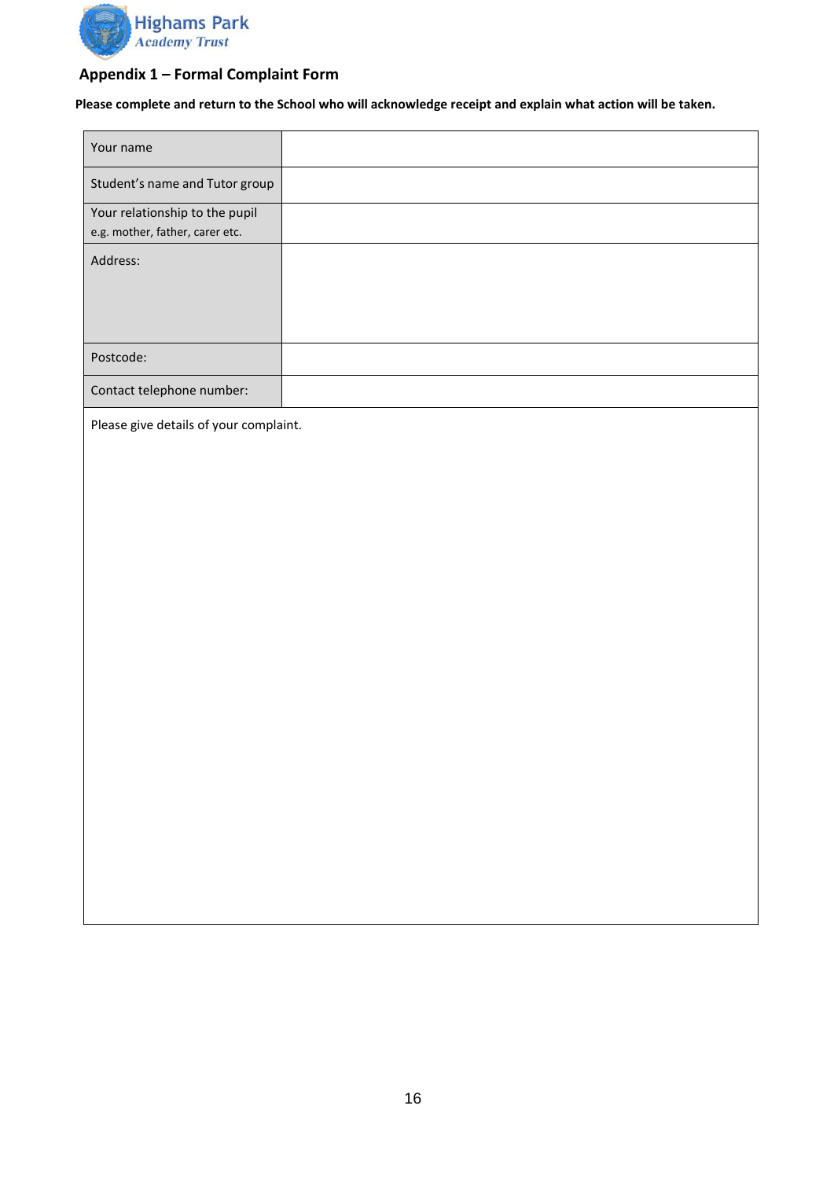Highams Park Academy Trust

## Appendix 1 – Formal Complaint Form

**Please complete and return to the School who will acknowledge receipt and explain what action will be taken.**

| Your name | |
|---|---|
| Student's name and Tutor group | |
| Your relationship to the pupil<br>e.g. mother, father, carer etc. | |
| Address: | |
| Postcode: | |
| Contact telephone number: | |
| Please give details of your complaint. | |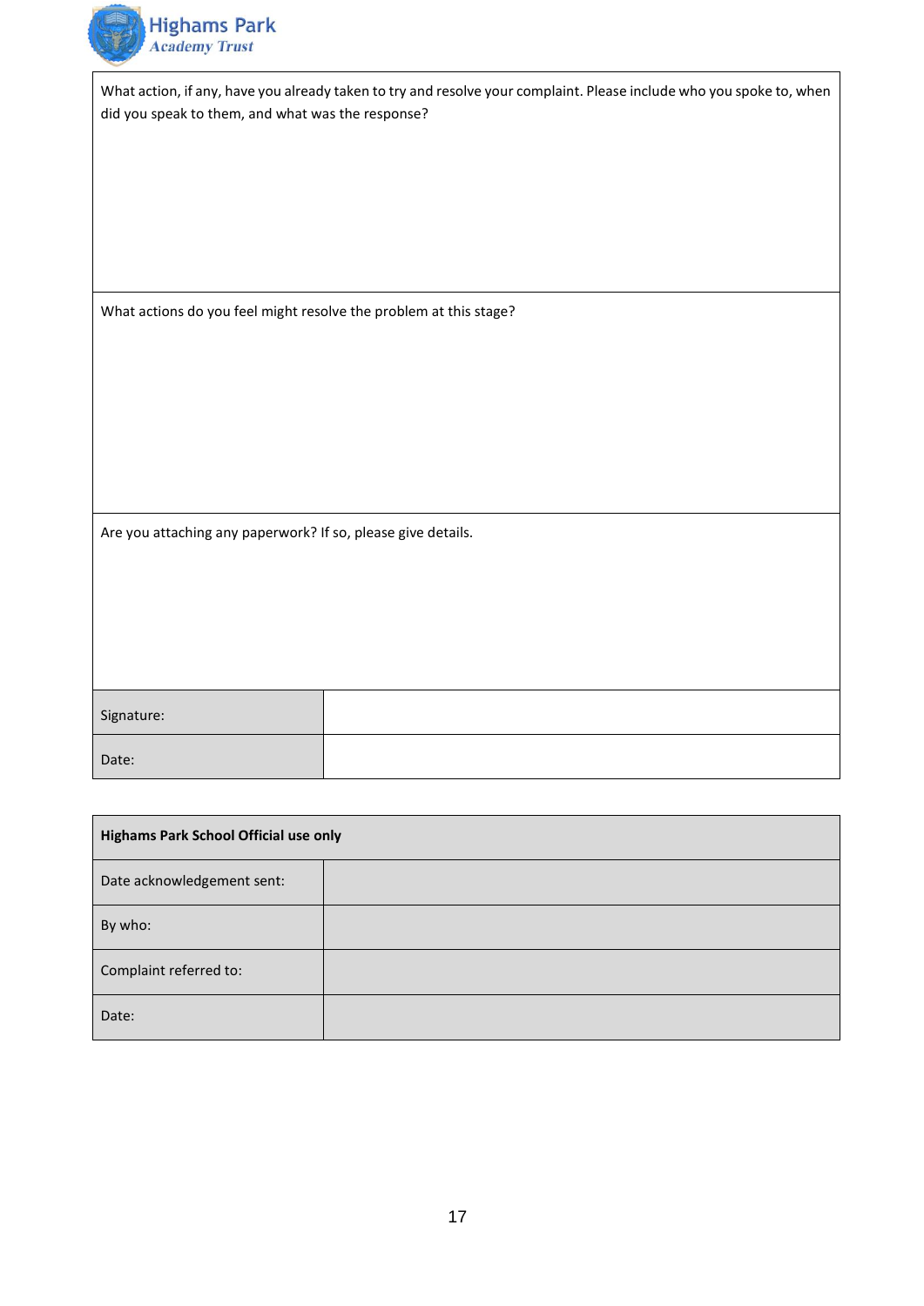| What action, if any, have you already taken to try and resolve your complaint. Please include who you spoke to, when did you speak to them, and what was the response? | |
|---|---|
| What actions do you feel might resolve the problem at this stage? | |
| Are you attaching any paperwork? If so, please give details. | |
| Signature: | |
| Date: | |

| **Highams Park School Official use only** | |
|---|---|
| Date acknowledgement sent: | |
| By who: | |
| Complaint referred to: | |
| Date: | |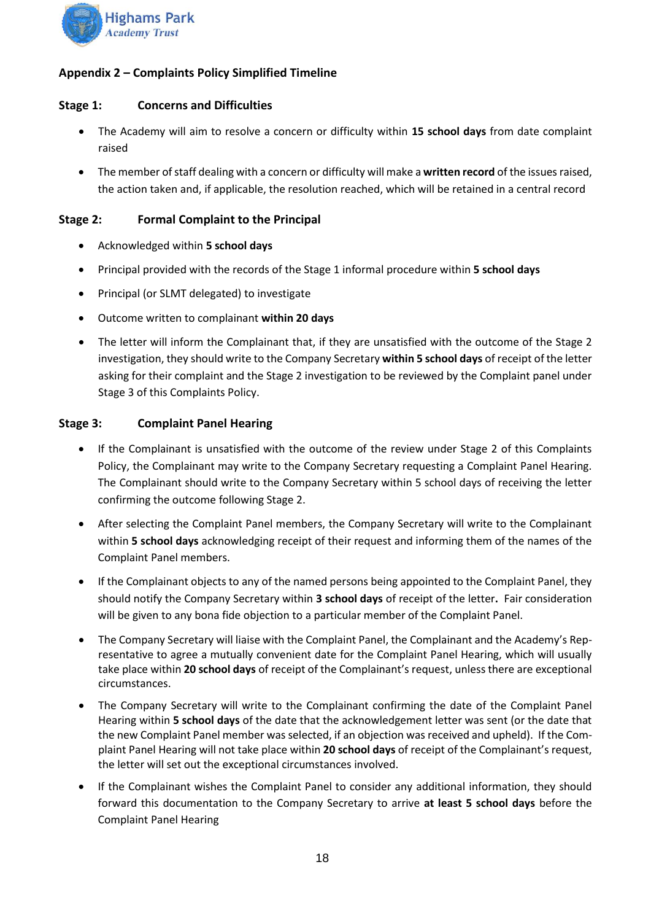## Appendix 2 – Complaints Policy Simplified Timeline

### Stage 1: Concerns and Difficulties

- The Academy will aim to resolve a concern or difficulty within **15 school days** from date complaint raised
- The member of staff dealing with a concern or difficulty will make a **written record** of the issues raised, the action taken and, if applicable, the resolution reached, which will be retained in a central record

### Stage 2: Formal Complaint to the Principal

- Acknowledged within **5 school days**
- Principal provided with the records of the Stage 1 informal procedure within **5 school days**
- Principal (or SLMT delegated) to investigate
- Outcome written to complainant **within 20 days**
- The letter will inform the Complainant that, if they are unsatisfied with the outcome of the Stage 2 investigation, they should write to the Company Secretary **within 5 school days** of receipt of the letter asking for their complaint and the Stage 2 investigation to be reviewed by the Complaint panel under Stage 3 of this Complaints Policy.

### Stage 3: Complaint Panel Hearing

- If the Complainant is unsatisfied with the outcome of the review under Stage 2 of this Complaints Policy, the Complainant may write to the Company Secretary requesting a Complaint Panel Hearing. The Complainant should write to the Company Secretary within 5 school days of receiving the letter confirming the outcome following Stage 2.
- After selecting the Complaint Panel members, the Company Secretary will write to the Complainant within **5 school days** acknowledging receipt of their request and informing them of the names of the Complaint Panel members.
- If the Complainant objects to any of the named persons being appointed to the Complaint Panel, they should notify the Company Secretary within **3 school days** of receipt of the letter**.** Fair consideration will be given to any bona fide objection to a particular member of the Complaint Panel.
- The Company Secretary will liaise with the Complaint Panel, the Complainant and the Academy's Representative to agree a mutually convenient date for the Complaint Panel Hearing, which will usually take place within **20 school days** of receipt of the Complainant's request, unless there are exceptional circumstances.
- The Company Secretary will write to the Complainant confirming the date of the Complaint Panel Hearing within **5 school days** of the date that the acknowledgement letter was sent (or the date that the new Complaint Panel member was selected, if an objection was received and upheld). If the Complaint Panel Hearing will not take place within **20 school days** of receipt of the Complainant's request, the letter will set out the exceptional circumstances involved.
- If the Complainant wishes the Complaint Panel to consider any additional information, they should forward this documentation to the Company Secretary to arrive **at least 5 school days** before the Complaint Panel Hearing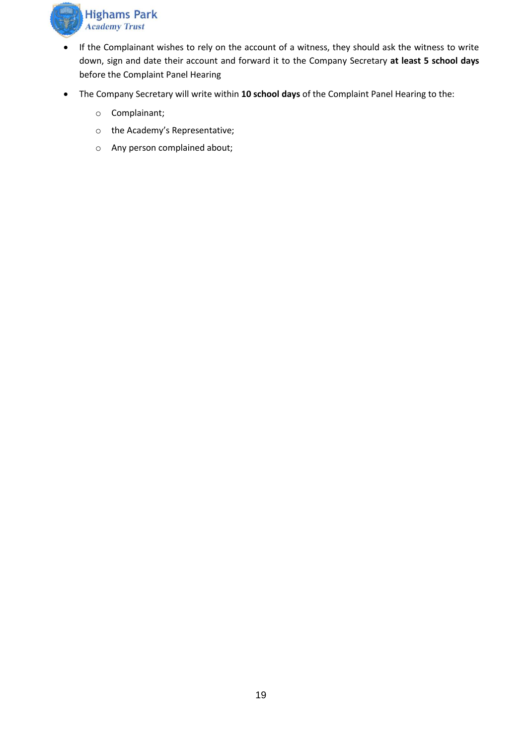- If the Complainant wishes to rely on the account of a witness, they should ask the witness to write down, sign and date their account and forward it to the Company Secretary **at least 5 school days** before the Complaint Panel Hearing
- The Company Secretary will write within **10 school days** of the Complaint Panel Hearing to the:
  - Complainant;
  - the Academy's Representative;
  - Any person complained about;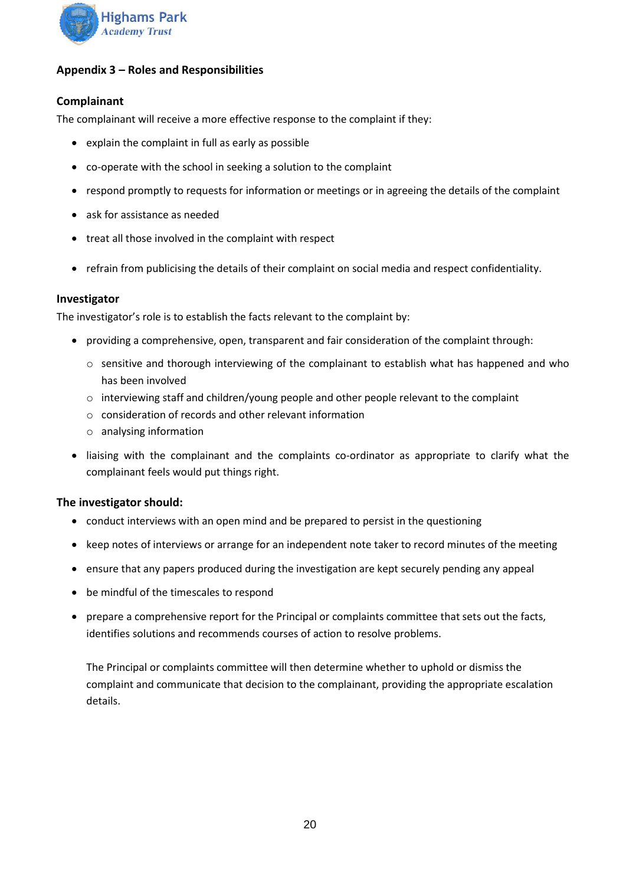## Appendix 3 – Roles and Responsibilities

### Complainant

The complainant will receive a more effective response to the complaint if they:

- explain the complaint in full as early as possible
- co-operate with the school in seeking a solution to the complaint
- respond promptly to requests for information or meetings or in agreeing the details of the complaint
- ask for assistance as needed
- treat all those involved in the complaint with respect
- refrain from publicising the details of their complaint on social media and respect confidentiality.

### Investigator

The investigator's role is to establish the facts relevant to the complaint by:

- providing a comprehensive, open, transparent and fair consideration of the complaint through:
  - sensitive and thorough interviewing of the complainant to establish what has happened and who has been involved
  - interviewing staff and children/young people and other people relevant to the complaint
  - consideration of records and other relevant information
  - analysing information
- liaising with the complainant and the complaints co-ordinator as appropriate to clarify what the complainant feels would put things right.

### The investigator should:

- conduct interviews with an open mind and be prepared to persist in the questioning
- keep notes of interviews or arrange for an independent note taker to record minutes of the meeting
- ensure that any papers produced during the investigation are kept securely pending any appeal
- be mindful of the timescales to respond
- prepare a comprehensive report for the Principal or complaints committee that sets out the facts, identifies solutions and recommends courses of action to resolve problems.

  The Principal or complaints committee will then determine whether to uphold or dismiss the complaint and communicate that decision to the complainant, providing the appropriate escalation details.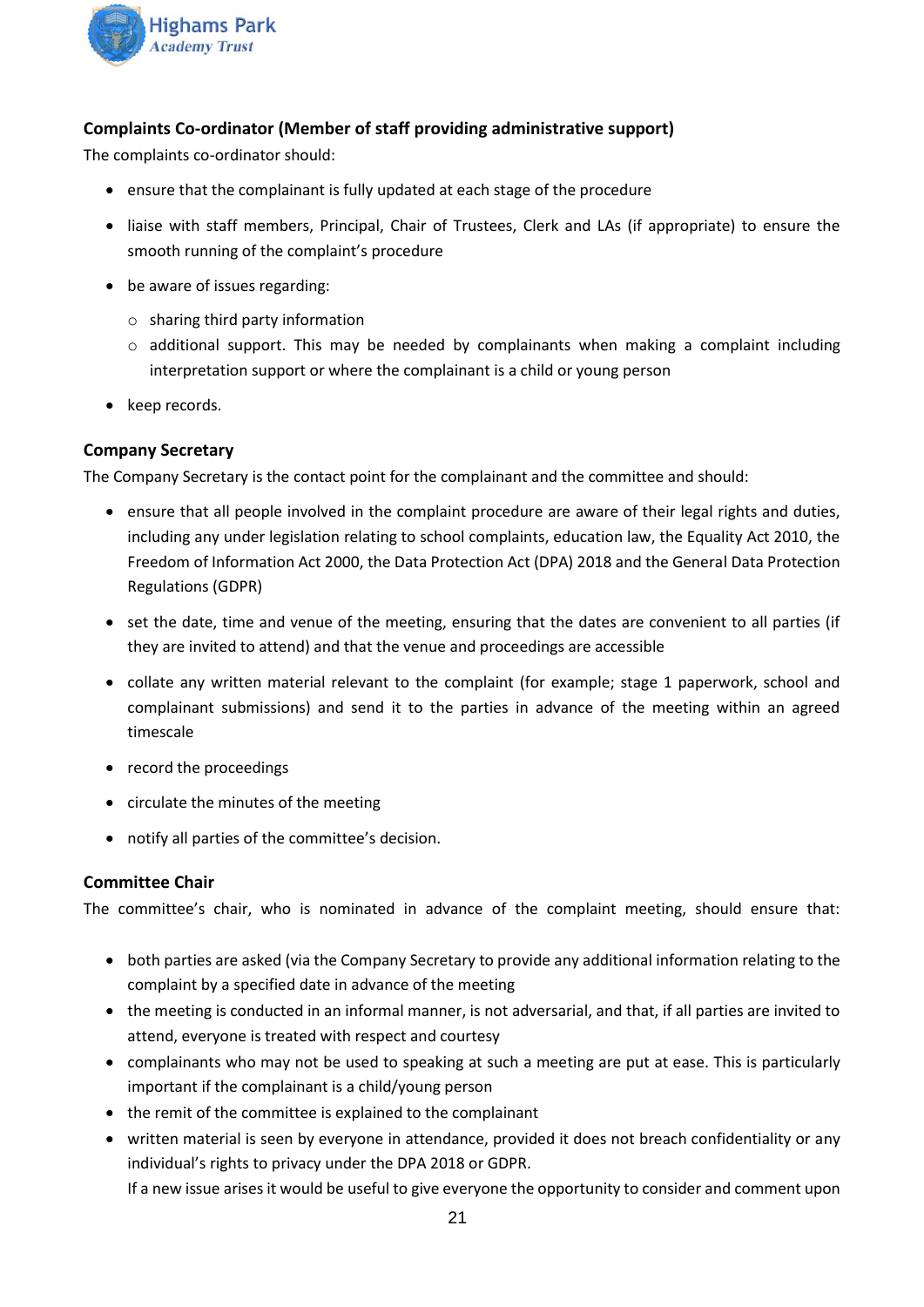### Complaints Co-ordinator (Member of staff providing administrative support)

The complaints co-ordinator should:

- ensure that the complainant is fully updated at each stage of the procedure
- liaise with staff members, Principal, Chair of Trustees, Clerk and LAs (if appropriate) to ensure the smooth running of the complaint's procedure
- be aware of issues regarding:
  - sharing third party information
  - additional support. This may be needed by complainants when making a complaint including interpretation support or where the complainant is a child or young person
- keep records.

### Company Secretary

The Company Secretary is the contact point for the complainant and the committee and should:

- ensure that all people involved in the complaint procedure are aware of their legal rights and duties, including any under legislation relating to school complaints, education law, the Equality Act 2010, the Freedom of Information Act 2000, the Data Protection Act (DPA) 2018 and the General Data Protection Regulations (GDPR)
- set the date, time and venue of the meeting, ensuring that the dates are convenient to all parties (if they are invited to attend) and that the venue and proceedings are accessible
- collate any written material relevant to the complaint (for example; stage 1 paperwork, school and complainant submissions) and send it to the parties in advance of the meeting within an agreed timescale
- record the proceedings
- circulate the minutes of the meeting
- notify all parties of the committee's decision.

### Committee Chair

The committee's chair, who is nominated in advance of the complaint meeting, should ensure that:

- both parties are asked (via the Company Secretary to provide any additional information relating to the complaint by a specified date in advance of the meeting
- the meeting is conducted in an informal manner, is not adversarial, and that, if all parties are invited to attend, everyone is treated with respect and courtesy
- complainants who may not be used to speaking at such a meeting are put at ease. This is particularly important if the complainant is a child/young person
- the remit of the committee is explained to the complainant
- written material is seen by everyone in attendance, provided it does not breach confidentiality or any individual's rights to privacy under the DPA 2018 or GDPR.

  If a new issue arises it would be useful to give everyone the opportunity to consider and comment upon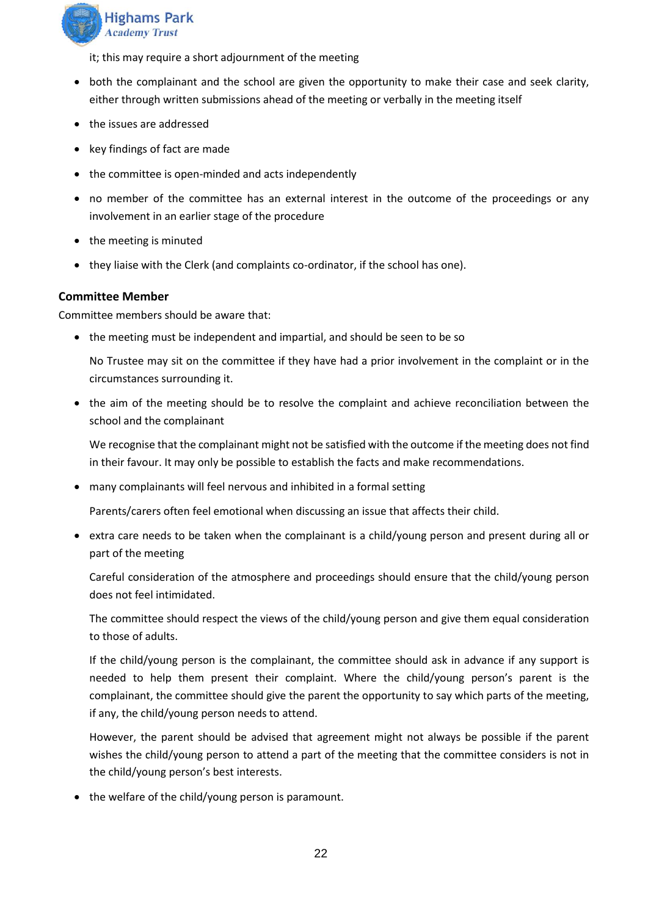it; this may require a short adjournment of the meeting

- both the complainant and the school are given the opportunity to make their case and seek clarity, either through written submissions ahead of the meeting or verbally in the meeting itself
- the issues are addressed
- key findings of fact are made
- the committee is open-minded and acts independently
- no member of the committee has an external interest in the outcome of the proceedings or any involvement in an earlier stage of the procedure
- the meeting is minuted
- they liaise with the Clerk (and complaints co-ordinator, if the school has one).

**Committee Member**

Committee members should be aware that:

- the meeting must be independent and impartial, and should be seen to be so

  No Trustee may sit on the committee if they have had a prior involvement in the complaint or in the circumstances surrounding it.

- the aim of the meeting should be to resolve the complaint and achieve reconciliation between the school and the complainant

  We recognise that the complainant might not be satisfied with the outcome if the meeting does not find in their favour. It may only be possible to establish the facts and make recommendations.

- many complainants will feel nervous and inhibited in a formal setting

  Parents/carers often feel emotional when discussing an issue that affects their child.

- extra care needs to be taken when the complainant is a child/young person and present during all or part of the meeting

  Careful consideration of the atmosphere and proceedings should ensure that the child/young person does not feel intimidated.

  The committee should respect the views of the child/young person and give them equal consideration to those of adults.

  If the child/young person is the complainant, the committee should ask in advance if any support is needed to help them present their complaint. Where the child/young person's parent is the complainant, the committee should give the parent the opportunity to say which parts of the meeting, if any, the child/young person needs to attend.

  However, the parent should be advised that agreement might not always be possible if the parent wishes the child/young person to attend a part of the meeting that the committee considers is not in the child/young person's best interests.

- the welfare of the child/young person is paramount.